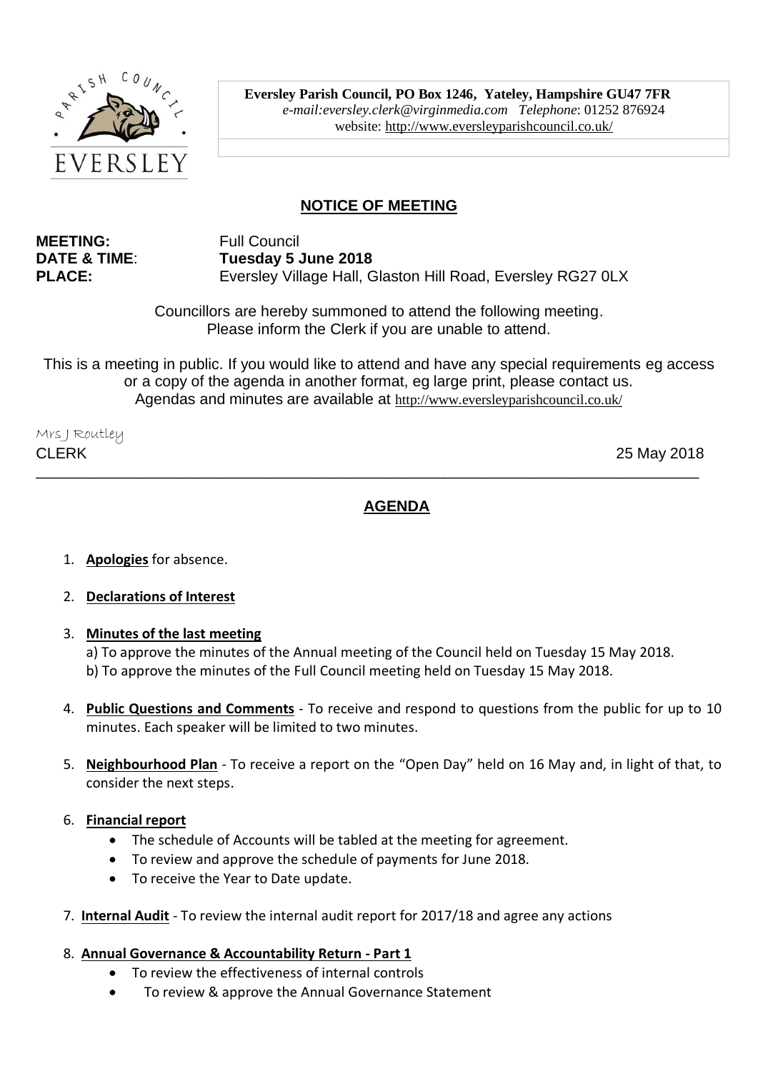**Eversley Parish Council, PO Box 1246, Yateley, Hampshire GU47 7FR**
*e-mail:eversley.clerk@virginmedia.com* *Telephone*: 01252 876924
website: http://www.eversleyparishcouncil.co.uk/

## NOTICE OF MEETING

**MEETING:** Full Council
**DATE & TIME**: **Tuesday 5 June 2018**
**PLACE:** Eversley Village Hall, Glaston Hill Road, Eversley RG27 0LX

Councillors are hereby summoned to attend the following meeting.
Please inform the Clerk if you are unable to attend.

This is a meeting in public. If you would like to attend and have any special requirements eg access or a copy of the agenda in another format, eg large print, please contact us.
Agendas and minutes are available at http://www.eversleyparishcouncil.co.uk/

Mrs J Routley
CLERK

25 May 2018

---

## AGENDA

1. **Apologies** for absence.

2. **Declarations of Interest**

3. **Minutes of the last meeting**
   a) To approve the minutes of the Annual meeting of the Council held on Tuesday 15 May 2018.
   b) To approve the minutes of the Full Council meeting held on Tuesday 15 May 2018.

4. **Public Questions and Comments** - To receive and respond to questions from the public for up to 10 minutes. Each speaker will be limited to two minutes.

5. **Neighbourhood Plan** - To receive a report on the "Open Day" held on 16 May and, in light of that, to consider the next steps.

6. **Financial report**
   - The schedule of Accounts will be tabled at the meeting for agreement.
   - To review and approve the schedule of payments for June 2018.
   - To receive the Year to Date update.

7. **Internal Audit** - To review the internal audit report for 2017/18 and agree any actions

8. **Annual Governance & Accountability Return - Part 1**
   - To review the effectiveness of internal controls
   - To review & approve the Annual Governance Statement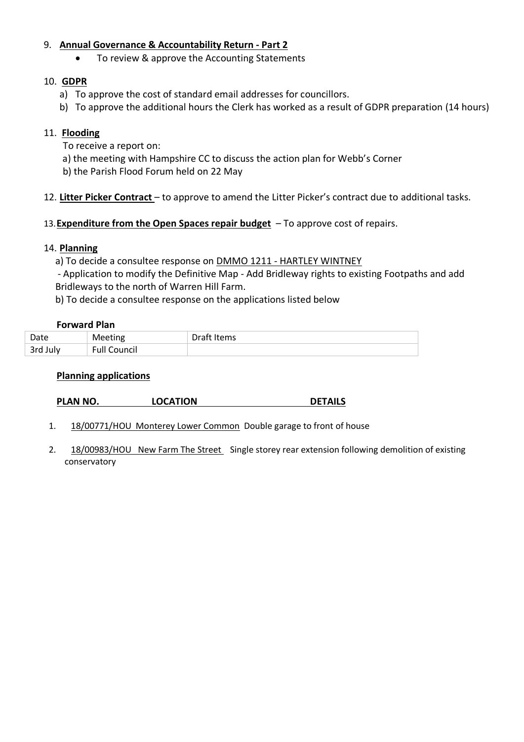9. **Annual Governance & Accountability Return - Part 2**
   - To review & approve the Accounting Statements

10. **GDPR**
    a) To approve the cost of standard email addresses for councillors.
    b) To approve the additional hours the Clerk has worked as a result of GDPR preparation (14 hours)

11. **Flooding**
    To receive a report on:
    a) the meeting with Hampshire CC to discuss the action plan for Webb's Corner
    b) the Parish Flood Forum held on 22 May

12. **Litter Picker Contract** – to approve to amend the Litter Picker's contract due to additional tasks.

13. **Expenditure from the Open Spaces repair budget** – To approve cost of repairs.

14. **Planning**
    a) To decide a consultee response on DMMO 1211 - HARTLEY WINTNEY
    - Application to modify the Definitive Map - Add Bridleway rights to existing Footpaths and add Bridleways to the north of Warren Hill Farm.

    b) To decide a consultee response on the applications listed below

**Forward Plan**

| Date | Meeting | Draft Items |
|---|---|---|
| 3rd July | Full Council | |

**Planning applications**

**PLAN NO. LOCATION DETAILS**

1. 18/00771/HOU Monterey Lower Common Double garage to front of house
2. 18/00983/HOU New Farm The Street Single storey rear extension following demolition of existing conservatory